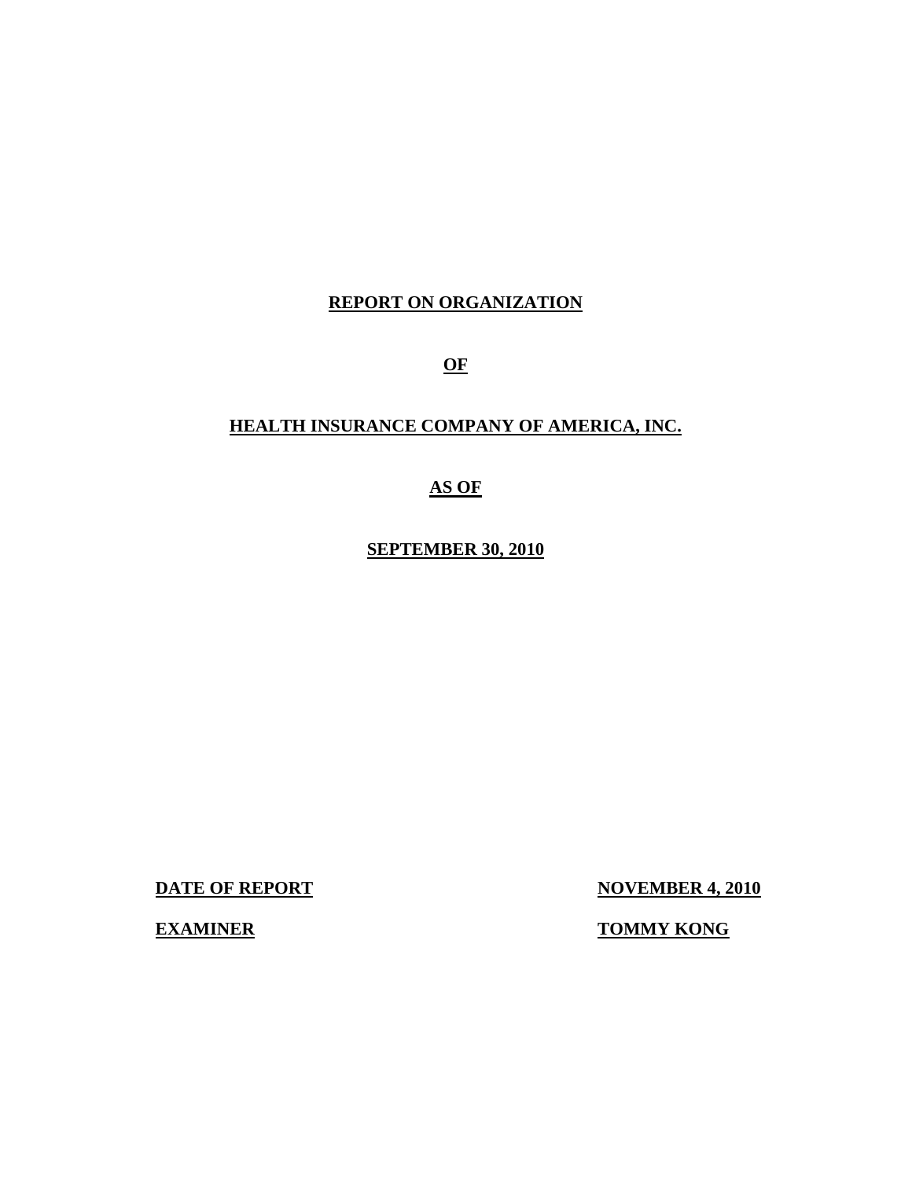# REPORT ON ORGANIZATION

# OF

# HEALTH INSURANCE COMPANY OF AMERICA, INC.

# AS OF

# SEPTEMBER 30, 2010

| | |
|---|---|
| **DATE OF REPORT** | **NOVEMBER 4, 2010** |
| **EXAMINER** | **TOMMY KONG** |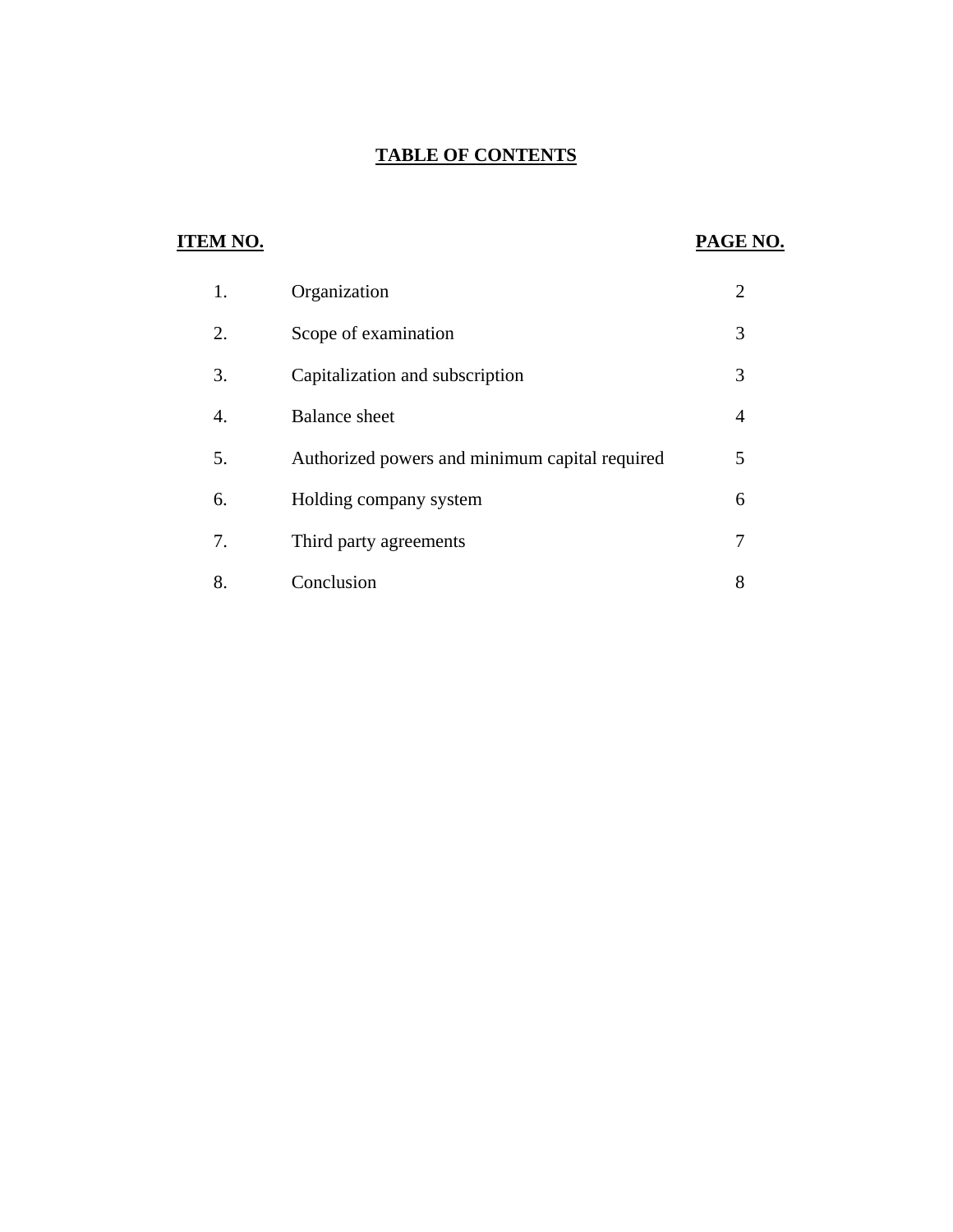## TABLE OF CONTENTS

| ITEM NO. | | PAGE NO. |
|---|---|---|
| 1. | Organization | 2 |
| 2. | Scope of examination | 3 |
| 3. | Capitalization and subscription | 3 |
| 4. | Balance sheet | 4 |
| 5. | Authorized powers and minimum capital required | 5 |
| 6. | Holding company system | 6 |
| 7. | Third party agreements | 7 |
| 8. | Conclusion | 8 |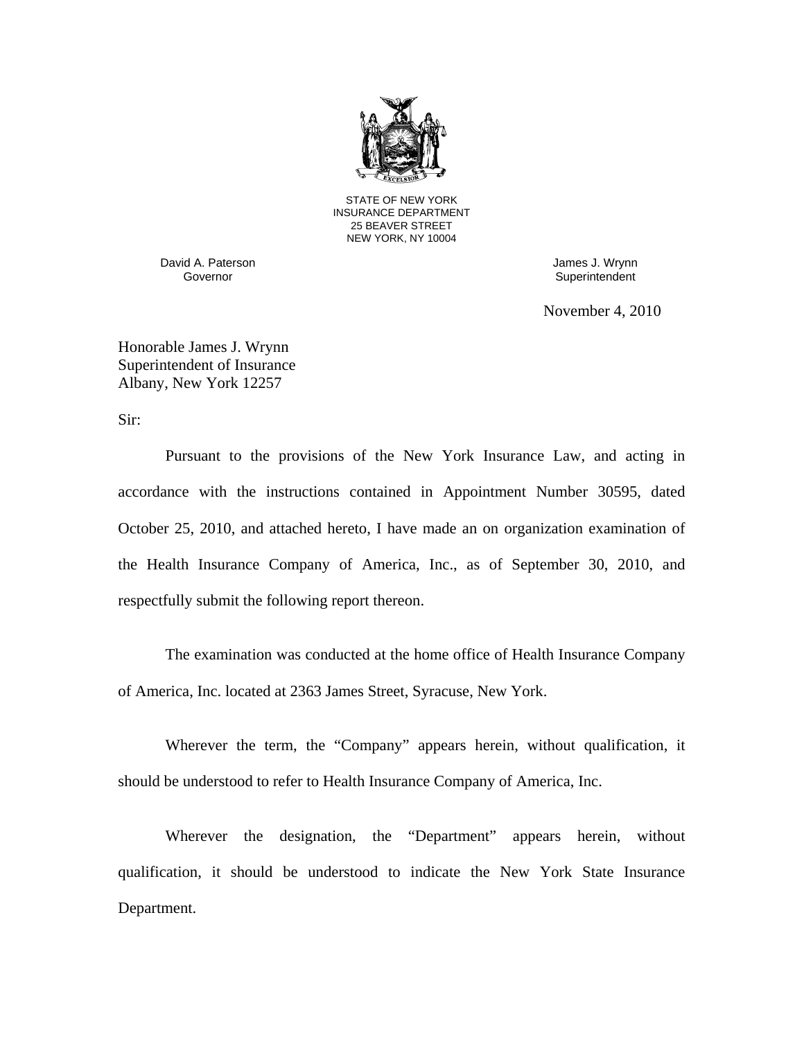STATE OF NEW YORK
INSURANCE DEPARTMENT
25 BEAVER STREET
NEW YORK, NY 10004

David A. Paterson
Governor

James J. Wrynn
Superintendent

November 4, 2010

Honorable James J. Wrynn
Superintendent of Insurance
Albany, New York 12257

Sir:

Pursuant to the provisions of the New York Insurance Law, and acting in accordance with the instructions contained in Appointment Number 30595, dated October 25, 2010, and attached hereto, I have made an on organization examination of the Health Insurance Company of America, Inc., as of September 30, 2010, and respectfully submit the following report thereon.

The examination was conducted at the home office of Health Insurance Company of America, Inc. located at 2363 James Street, Syracuse, New York.

Wherever the term, the "Company" appears herein, without qualification, it should be understood to refer to Health Insurance Company of America, Inc.

Wherever the designation, the "Department" appears herein, without qualification, it should be understood to indicate the New York State Insurance Department.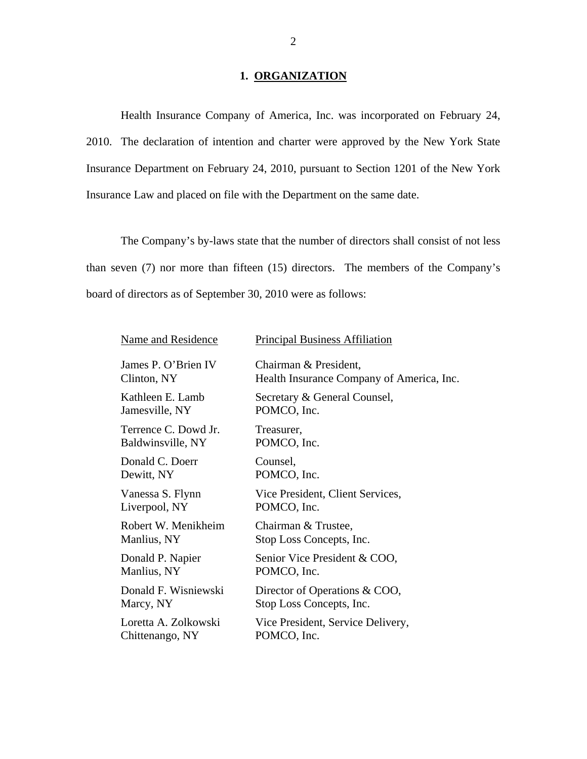## 1. ORGANIZATION

Health Insurance Company of America, Inc. was incorporated on February 24, 2010. The declaration of intention and charter were approved by the New York State Insurance Department on February 24, 2010, pursuant to Section 1201 of the New York Insurance Law and placed on file with the Department on the same date.

The Company's by-laws state that the number of directors shall consist of not less than seven (7) nor more than fifteen (15) directors. The members of the Company's board of directors as of September 30, 2010 were as follows:

| Name and Residence | Principal Business Affiliation |
|---|---|
| James P. O'Brien IV<br>Clinton, NY | Chairman & President,<br>Health Insurance Company of America, Inc. |
| Kathleen E. Lamb<br>Jamesville, NY | Secretary & General Counsel,<br>POMCO, Inc. |
| Terrence C. Dowd Jr.<br>Baldwinsville, NY | Treasurer,<br>POMCO, Inc. |
| Donald C. Doerr<br>Dewitt, NY | Counsel,<br>POMCO, Inc. |
| Vanessa S. Flynn<br>Liverpool, NY | Vice President, Client Services,<br>POMCO, Inc. |
| Robert W. Menikheim<br>Manlius, NY | Chairman & Trustee,<br>Stop Loss Concepts, Inc. |
| Donald P. Napier<br>Manlius, NY | Senior Vice President & COO,<br>POMCO, Inc. |
| Donald F. Wisniewski<br>Marcy, NY | Director of Operations & COO,<br>Stop Loss Concepts, Inc. |
| Loretta A. Zolkowski<br>Chittenango, NY | Vice President, Service Delivery,<br>POMCO, Inc. |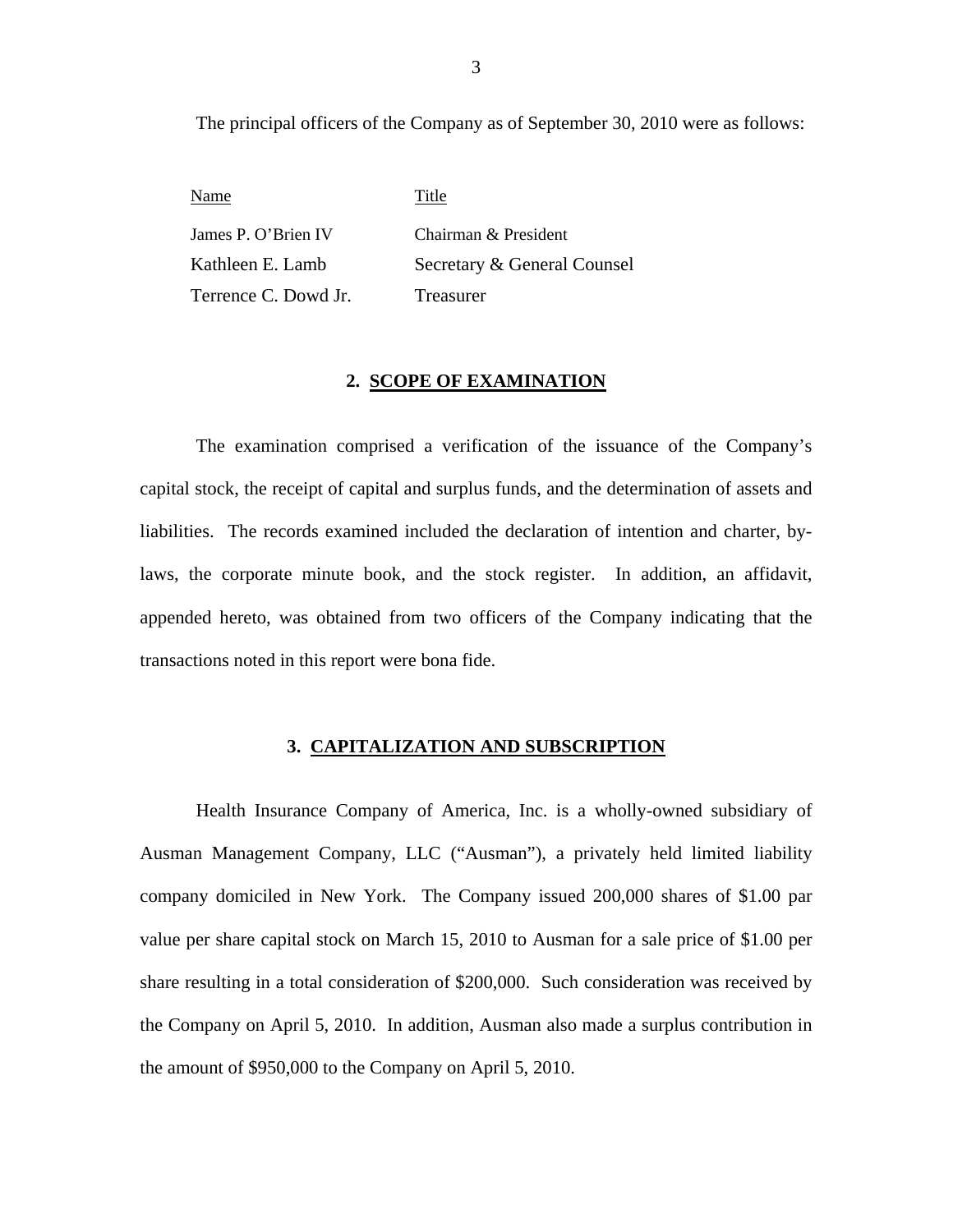The principal officers of the Company as of September 30, 2010 were as follows:

| Name | Title |
|---|---|
| James P. O'Brien IV | Chairman & President |
| Kathleen E. Lamb | Secretary & General Counsel |
| Terrence C. Dowd Jr. | Treasurer |

## 2. SCOPE OF EXAMINATION

The examination comprised a verification of the issuance of the Company's capital stock, the receipt of capital and surplus funds, and the determination of assets and liabilities. The records examined included the declaration of intention and charter, by-laws, the corporate minute book, and the stock register. In addition, an affidavit, appended hereto, was obtained from two officers of the Company indicating that the transactions noted in this report were bona fide.

## 3. CAPITALIZATION AND SUBSCRIPTION

Health Insurance Company of America, Inc. is a wholly-owned subsidiary of Ausman Management Company, LLC ("Ausman"), a privately held limited liability company domiciled in New York. The Company issued 200,000 shares of $1.00 par value per share capital stock on March 15, 2010 to Ausman for a sale price of $1.00 per share resulting in a total consideration of $200,000. Such consideration was received by the Company on April 5, 2010. In addition, Ausman also made a surplus contribution in the amount of $950,000 to the Company on April 5, 2010.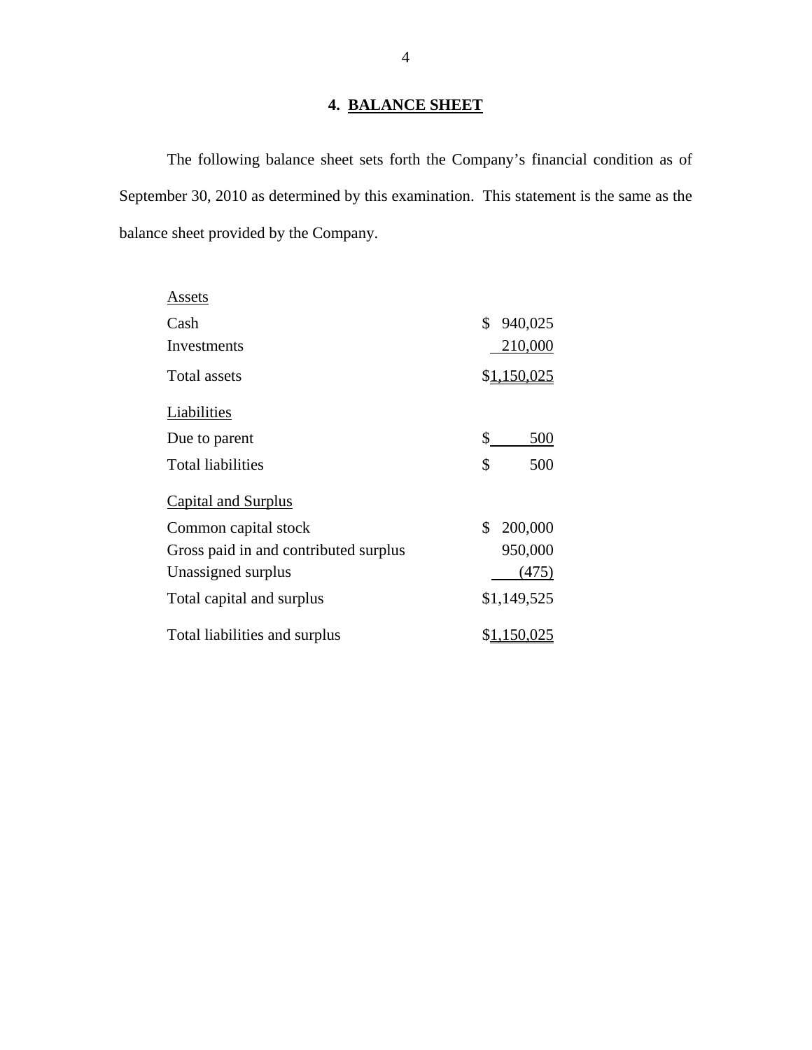## 4. BALANCE SHEET

The following balance sheet sets forth the Company's financial condition as of September 30, 2010 as determined by this examination. This statement is the same as the balance sheet provided by the Company.

| | |
|---|---|
| Assets | |
| Cash | $ 940,025 |
| Investments | 210,000 |
| Total assets | $1,150,025 |
| Liabilities | |
| Due to parent | $ 500 |
| Total liabilities | $ 500 |
| Capital and Surplus | |
| Common capital stock | $ 200,000 |
| Gross paid in and contributed surplus | 950,000 |
| Unassigned surplus | (475) |
| Total capital and surplus | $1,149,525 |
| Total liabilities and surplus | $1,150,025 |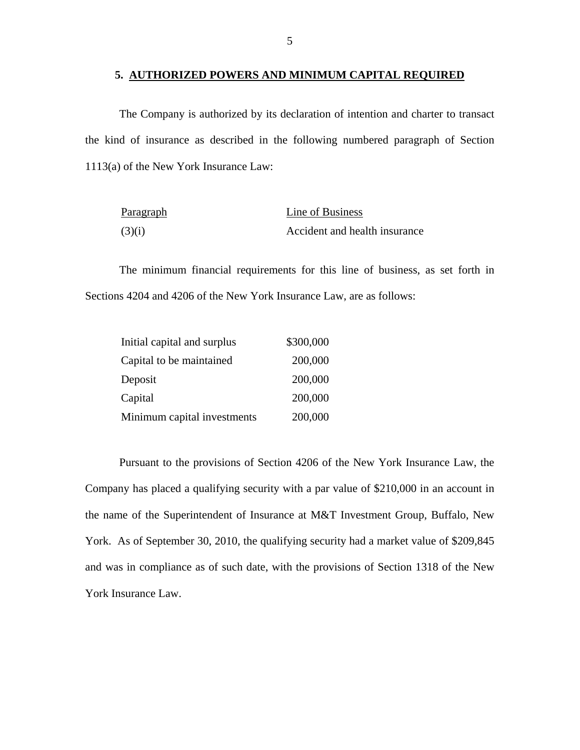## 5. AUTHORIZED POWERS AND MINIMUM CAPITAL REQUIRED

The Company is authorized by its declaration of intention and charter to transact the kind of insurance as described in the following numbered paragraph of Section 1113(a) of the New York Insurance Law:

| Paragraph | Line of Business |
|---|---|
| (3)(i) | Accident and health insurance |

The minimum financial requirements for this line of business, as set forth in Sections 4204 and 4206 of the New York Insurance Law, are as follows:

| | |
|---|---|
| Initial capital and surplus | $300,000 |
| Capital to be maintained | 200,000 |
| Deposit | 200,000 |
| Capital | 200,000 |
| Minimum capital investments | 200,000 |

Pursuant to the provisions of Section 4206 of the New York Insurance Law, the Company has placed a qualifying security with a par value of $210,000 in an account in the name of the Superintendent of Insurance at M&T Investment Group, Buffalo, New York. As of September 30, 2010, the qualifying security had a market value of $209,845 and was in compliance as of such date, with the provisions of Section 1318 of the New York Insurance Law.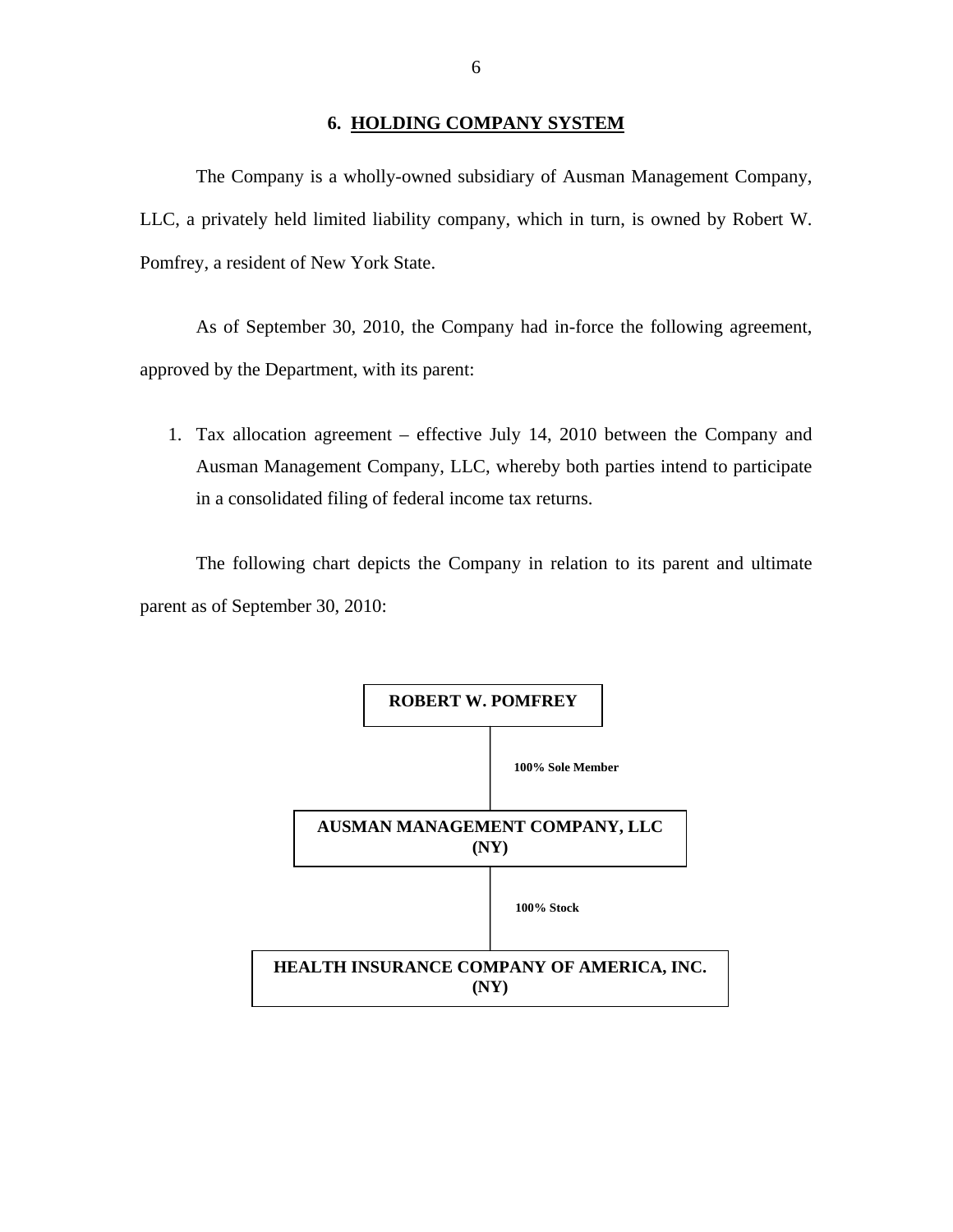## 6. HOLDING COMPANY SYSTEM

The Company is a wholly-owned subsidiary of Ausman Management Company, LLC, a privately held limited liability company, which in turn, is owned by Robert W. Pomfrey, a resident of New York State.

As of September 30, 2010, the Company had in-force the following agreement, approved by the Department, with its parent:

1. Tax allocation agreement – effective July 14, 2010 between the Company and Ausman Management Company, LLC, whereby both parties intend to participate in a consolidated filing of federal income tax returns.

The following chart depicts the Company in relation to its parent and ultimate parent as of September 30, 2010:

**ROBERT W. POMFREY**

**100% Sole Member**

**AUSMAN MANAGEMENT COMPANY, LLC (NY)**

**100% Stock**

**HEALTH INSURANCE COMPANY OF AMERICA, INC. (NY)**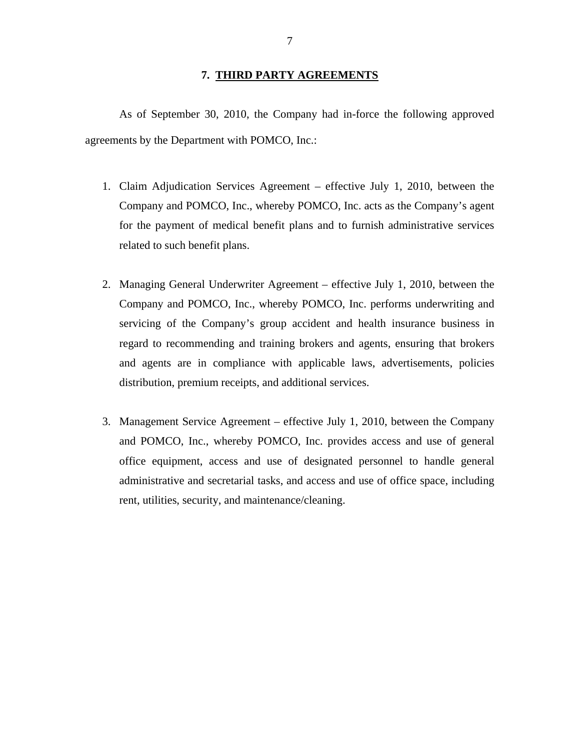## 7. THIRD PARTY AGREEMENTS

As of September 30, 2010, the Company had in-force the following approved agreements by the Department with POMCO, Inc.:

1. Claim Adjudication Services Agreement – effective July 1, 2010, between the Company and POMCO, Inc., whereby POMCO, Inc. acts as the Company's agent for the payment of medical benefit plans and to furnish administrative services related to such benefit plans.

2. Managing General Underwriter Agreement – effective July 1, 2010, between the Company and POMCO, Inc., whereby POMCO, Inc. performs underwriting and servicing of the Company's group accident and health insurance business in regard to recommending and training brokers and agents, ensuring that brokers and agents are in compliance with applicable laws, advertisements, policies distribution, premium receipts, and additional services.

3. Management Service Agreement – effective July 1, 2010, between the Company and POMCO, Inc., whereby POMCO, Inc. provides access and use of general office equipment, access and use of designated personnel to handle general administrative and secretarial tasks, and access and use of office space, including rent, utilities, security, and maintenance/cleaning.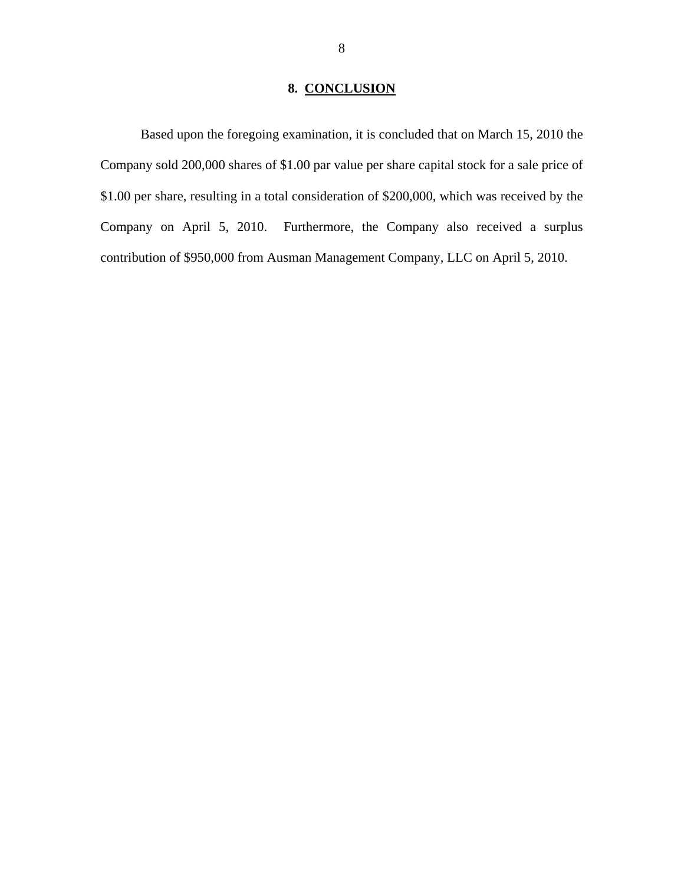## 8. CONCLUSION

Based upon the foregoing examination, it is concluded that on March 15, 2010 the Company sold 200,000 shares of $1.00 par value per share capital stock for a sale price of $1.00 per share, resulting in a total consideration of $200,000, which was received by the Company on April 5, 2010. Furthermore, the Company also received a surplus contribution of $950,000 from Ausman Management Company, LLC on April 5, 2010.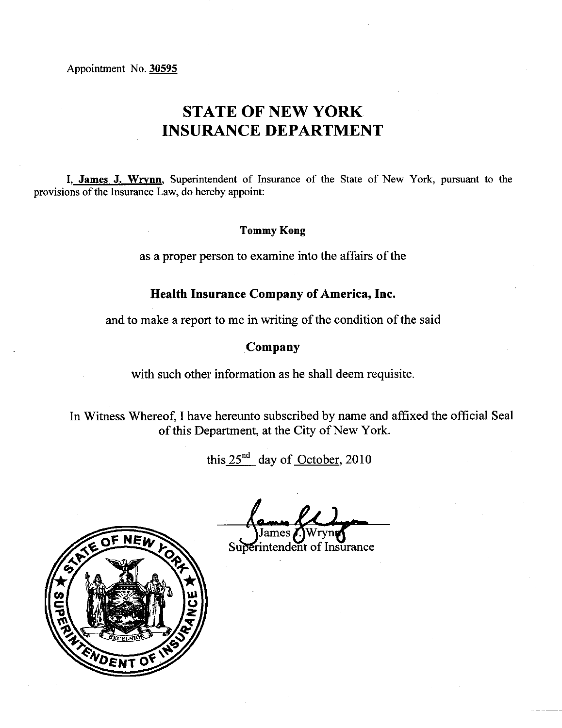Appointment No. 30595

# STATE OF NEW YORK
# INSURANCE DEPARTMENT

I, **James J. Wrynn**, Superintendent of Insurance of the State of New York, pursuant to the provisions of the Insurance Law, do hereby appoint:

**Tommy Kong**

as a proper person to examine into the affairs of the

**Health Insurance Company of America, Inc.**

and to make a report to me in writing of the condition of the said

**Company**

with such other information as he shall deem requisite.

In Witness Whereof, I have hereunto subscribed by name and affixed the official Seal of this Department, at the City of New York.

this 25nd day of October, 2010

James J. Wrynn
Superintendent of Insurance

STATE OF NEW YORK SUPERINTENDENT OF INSURANCE
EXCELSIOR